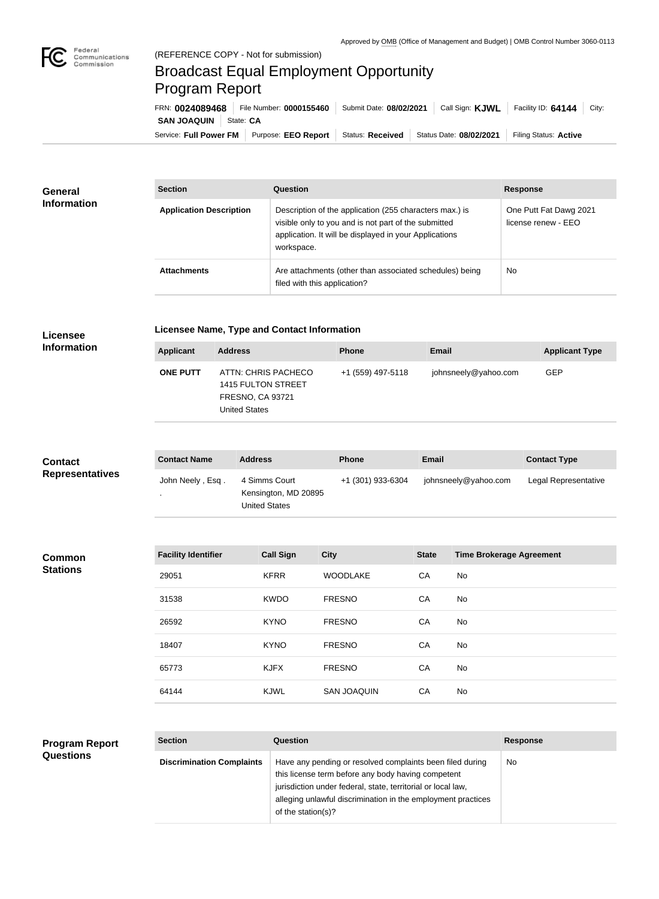Approved by OMB (Office of Management and Budget) | OMB Control Number 3060-0113

(REFERENCE COPY - Not for submission)

# Broadcast Equal Employment Opportunity Program Report

FRN: **0024089468** | File Number: **0000155460** | Submit Date: **08/02/2021** | Call Sign: **KJWL** | Facility ID: **64144** | City: **SAN JOAQUIN** | State: **CA**

Service: **Full Power FM** | Purpose: **EEO Report** | Status: **Received** | Status Date: **08/02/2021** | Filing Status: **Active**

## General Information

| Section | Question | Response |
|---|---|---|
| Application Description | Description of the application (255 characters max.) is visible only to you and is not part of the submitted application. It will be displayed in your Applications workspace. | One Putt Fat Dawg 2021 license renew - EEO |
| Attachments | Are attachments (other than associated schedules) being filed with this application? | No |

## Licensee Information

### Licensee Name, Type and Contact Information

| Applicant | Address | Phone | Email | Applicant Type |
|---|---|---|---|---|
| ONE PUTT | ATTN: CHRIS PACHECO 1415 FULTON STREET FRESNO, CA 93721 United States | +1 (559) 497-5118 | johnsneely@yahoo.com | GEP |

## Contact Representatives

| Contact Name | Address | Phone | Email | Contact Type |
|---|---|---|---|---|
| John Neely , Esq . . | 4 Simms Court Kensington, MD 20895 United States | +1 (301) 933-6304 | johnsneely@yahoo.com | Legal Representative |

## Common Stations

| Facility Identifier | Call Sign | City | State | Time Brokerage Agreement |
|---|---|---|---|---|
| 29051 | KFRR | WOODLAKE | CA | No |
| 31538 | KWDO | FRESNO | CA | No |
| 26592 | KYNO | FRESNO | CA | No |
| 18407 | KYNO | FRESNO | CA | No |
| 65773 | KJFX | FRESNO | CA | No |
| 64144 | KJWL | SAN JOAQUIN | CA | No |

## Program Report Questions

| Section | Question | Response |
|---|---|---|
| Discrimination Complaints | Have any pending or resolved complaints been filed during this license term before any body having competent jurisdiction under federal, state, territorial or local law, alleging unlawful discrimination in the employment practices of the station(s)? | No |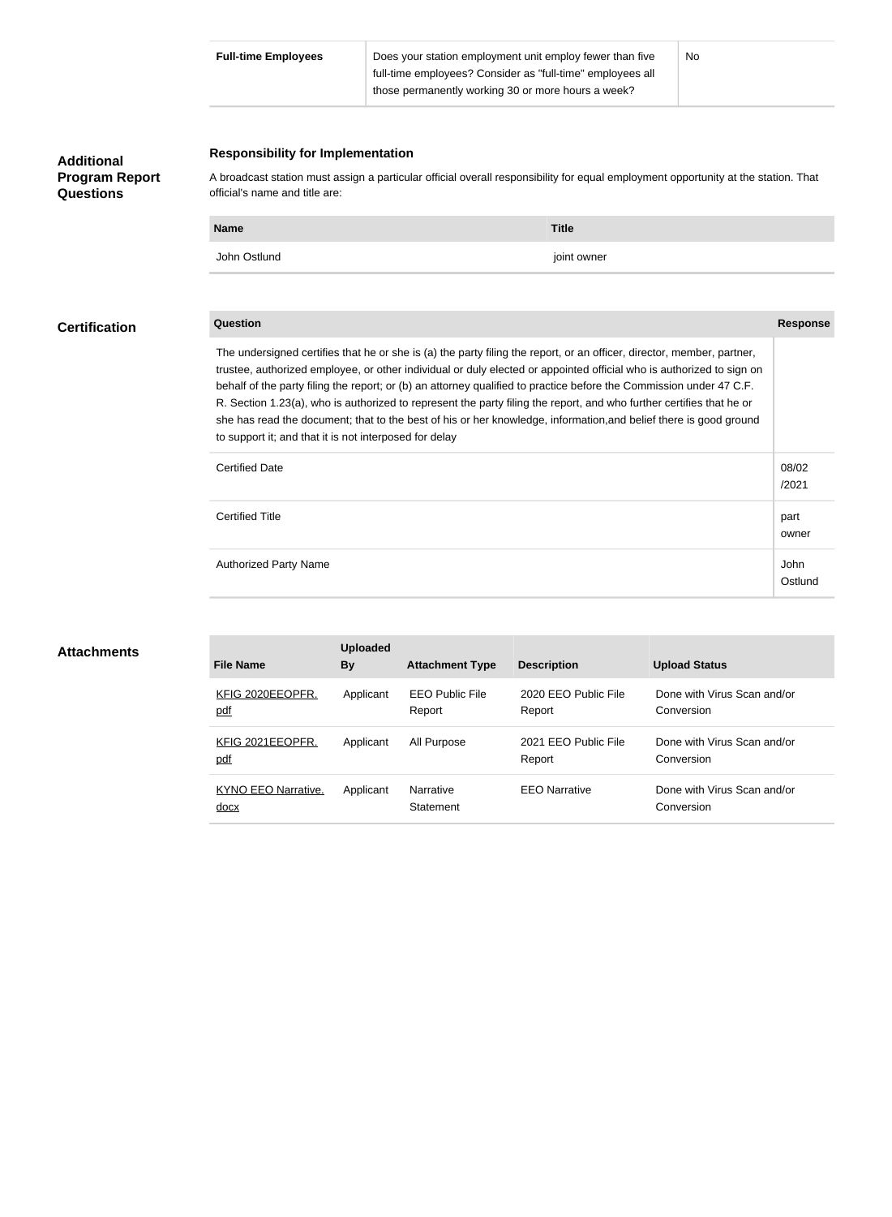| | | |
|---|---|---|
| **Full-time Employees** | Does your station employment unit employ fewer than five full-time employees? Consider as "full-time" employees all those permanently working 30 or more hours a week? | No |

## Additional Program Report Questions

### Responsibility for Implementation

A broadcast station must assign a particular official overall responsibility for equal employment opportunity at the station. That official's name and title are:

| Name | Title |
|---|---|
| John Ostlund | joint owner |

## Certification

| Question | Response |
|---|---|
| The undersigned certifies that he or she is (a) the party filing the report, or an officer, director, member, partner, trustee, authorized employee, or other individual or duly elected or appointed official who is authorized to sign on behalf of the party filing the report; or (b) an attorney qualified to practice before the Commission under 47 C.F. R. Section 1.23(a), who is authorized to represent the party filing the report, and who further certifies that he or she has read the document; that to the best of his or her knowledge, information,and belief there is good ground to support it; and that it is not interposed for delay | |
| Certified Date | 08/02/2021 |
| Certified Title | part owner |
| Authorized Party Name | John Ostlund |

## Attachments

| File Name | Uploaded By | Attachment Type | Description | Upload Status |
|---|---|---|---|---|
| KFIG 2020EEOPFR.pdf | Applicant | EEO Public File Report | 2020 EEO Public File Report | Done with Virus Scan and/or Conversion |
| KFIG 2021EEOPFR.pdf | Applicant | All Purpose | 2021 EEO Public File Report | Done with Virus Scan and/or Conversion |
| KYNO EEO Narrative.docx | Applicant | Narrative Statement | EEO Narrative | Done with Virus Scan and/or Conversion |